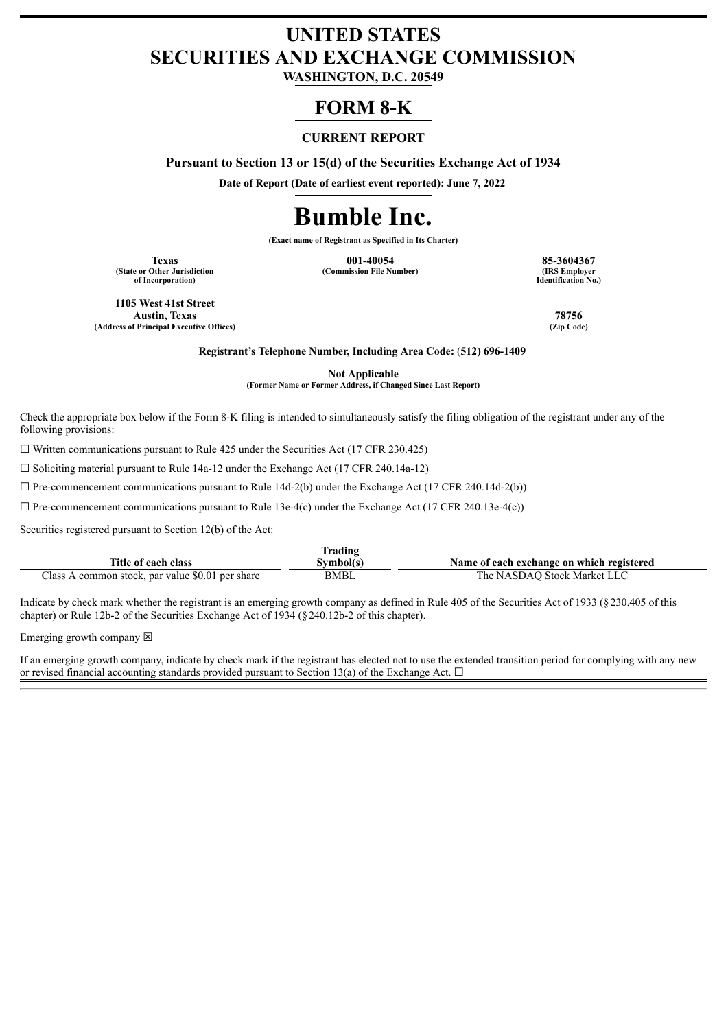# UNITED STATES
# SECURITIES AND EXCHANGE COMMISSION

**WASHINGTON, D.C. 20549**

# FORM 8-K

**CURRENT REPORT**

**Pursuant to Section 13 or 15(d) of the Securities Exchange Act of 1934**

**Date of Report (Date of earliest event reported): June 7, 2022**

# Bumble Inc.

**(Exact name of Registrant as Specified in Its Charter)**

| **Texas** | **001-40054** | **85-3604367** |
|---|---|---|
| **(State or Other Jurisdiction of Incorporation)** | **(Commission File Number)** | **(IRS Employer Identification No.)** |

| **1105 West 41st Street Austin, Texas** | **78756** |
|---|---|
| **(Address of Principal Executive Offices)** | **(Zip Code)** |

**Registrant's Telephone Number, Including Area Code: (512) 696-1409**

**Not Applicable**
**(Former Name or Former Address, if Changed Since Last Report)**

Check the appropriate box below if the Form 8-K filing is intended to simultaneously satisfy the filing obligation of the registrant under any of the following provisions:

☐ Written communications pursuant to Rule 425 under the Securities Act (17 CFR 230.425)

☐ Soliciting material pursuant to Rule 14a-12 under the Exchange Act (17 CFR 240.14a-12)

☐ Pre-commencement communications pursuant to Rule 14d-2(b) under the Exchange Act (17 CFR 240.14d-2(b))

☐ Pre-commencement communications pursuant to Rule 13e-4(c) under the Exchange Act (17 CFR 240.13e-4(c))

Securities registered pursuant to Section 12(b) of the Act:

| Title of each class | Trading Symbol(s) | Name of each exchange on which registered |
|---|---|---|
| Class A common stock, par value $0.01 per share | BMBL | The NASDAQ Stock Market LLC |

Indicate by check mark whether the registrant is an emerging growth company as defined in Rule 405 of the Securities Act of 1933 (§230.405 of this chapter) or Rule 12b-2 of the Securities Exchange Act of 1934 (§240.12b-2 of this chapter).

Emerging growth company ☒

If an emerging growth company, indicate by check mark if the registrant has elected not to use the extended transition period for complying with any new or revised financial accounting standards provided pursuant to Section 13(a) of the Exchange Act. ☐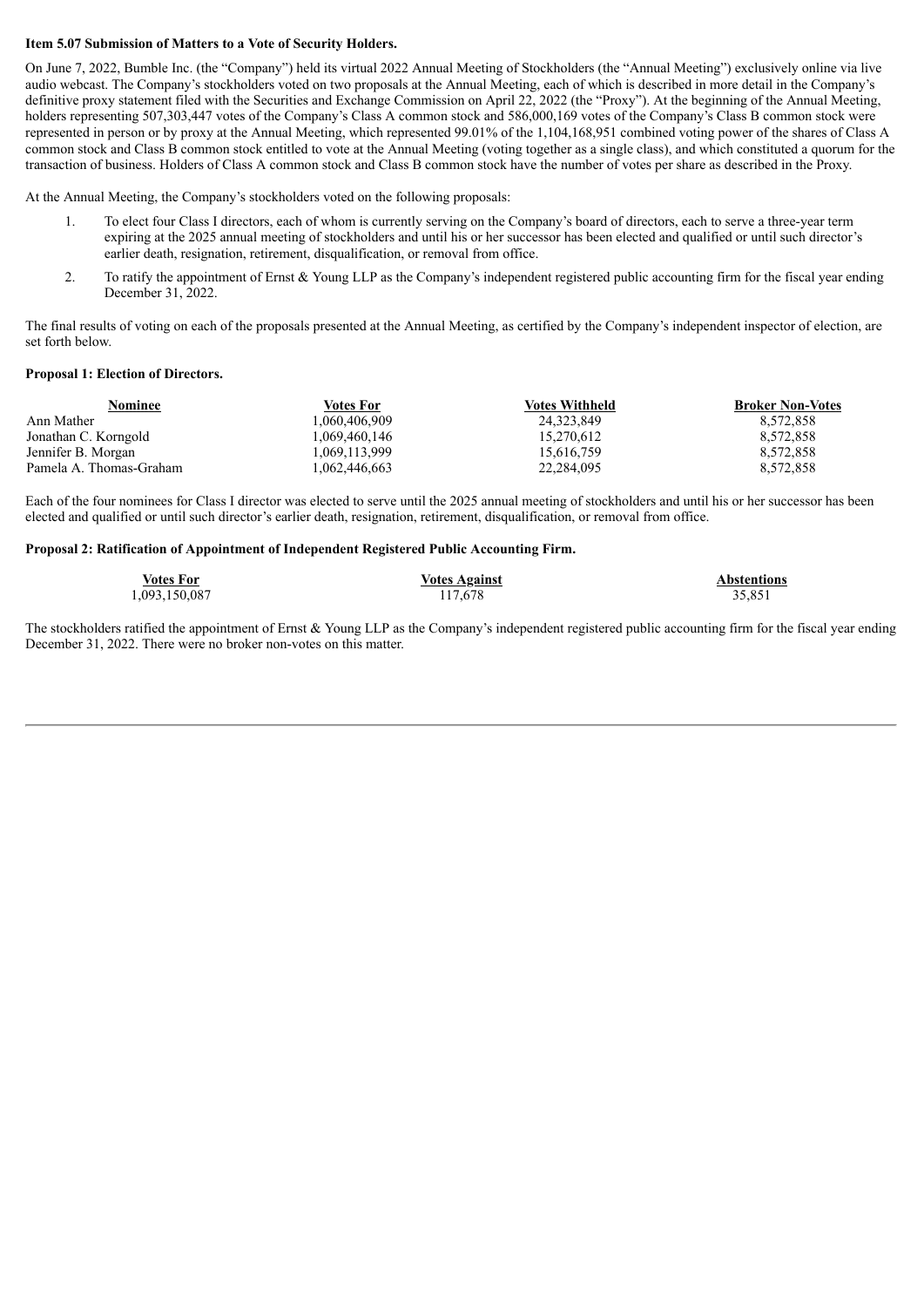**Item 5.07 Submission of Matters to a Vote of Security Holders.**

On June 7, 2022, Bumble Inc. (the "Company") held its virtual 2022 Annual Meeting of Stockholders (the "Annual Meeting") exclusively online via live audio webcast. The Company's stockholders voted on two proposals at the Annual Meeting, each of which is described in more detail in the Company's definitive proxy statement filed with the Securities and Exchange Commission on April 22, 2022 (the "Proxy"). At the beginning of the Annual Meeting, holders representing 507,303,447 votes of the Company's Class A common stock and 586,000,169 votes of the Company's Class B common stock were represented in person or by proxy at the Annual Meeting, which represented 99.01% of the 1,104,168,951 combined voting power of the shares of Class A common stock and Class B common stock entitled to vote at the Annual Meeting (voting together as a single class), and which constituted a quorum for the transaction of business. Holders of Class A common stock and Class B common stock have the number of votes per share as described in the Proxy.

At the Annual Meeting, the Company's stockholders voted on the following proposals:

1. To elect four Class I directors, each of whom is currently serving on the Company's board of directors, each to serve a three-year term expiring at the 2025 annual meeting of stockholders and until his or her successor has been elected and qualified or until such director's earlier death, resignation, retirement, disqualification, or removal from office.
2. To ratify the appointment of Ernst & Young LLP as the Company's independent registered public accounting firm for the fiscal year ending December 31, 2022.

The final results of voting on each of the proposals presented at the Annual Meeting, as certified by the Company's independent inspector of election, are set forth below.

**Proposal 1: Election of Directors.**

| Nominee | Votes For | Votes Withheld | Broker Non-Votes |
|---|---|---|---|
| Ann Mather | 1,060,406,909 | 24,323,849 | 8,572,858 |
| Jonathan C. Korngold | 1,069,460,146 | 15,270,612 | 8,572,858 |
| Jennifer B. Morgan | 1,069,113,999 | 15,616,759 | 8,572,858 |
| Pamela A. Thomas-Graham | 1,062,446,663 | 22,284,095 | 8,572,858 |

Each of the four nominees for Class I director was elected to serve until the 2025 annual meeting of stockholders and until his or her successor has been elected and qualified or until such director's earlier death, resignation, retirement, disqualification, or removal from office.

**Proposal 2: Ratification of Appointment of Independent Registered Public Accounting Firm.**

| Votes For | Votes Against | Abstentions |
|---|---|---|
| 1,093,150,087 | 117,678 | 35,851 |

The stockholders ratified the appointment of Ernst & Young LLP as the Company's independent registered public accounting firm for the fiscal year ending December 31, 2022. There were no broker non-votes on this matter.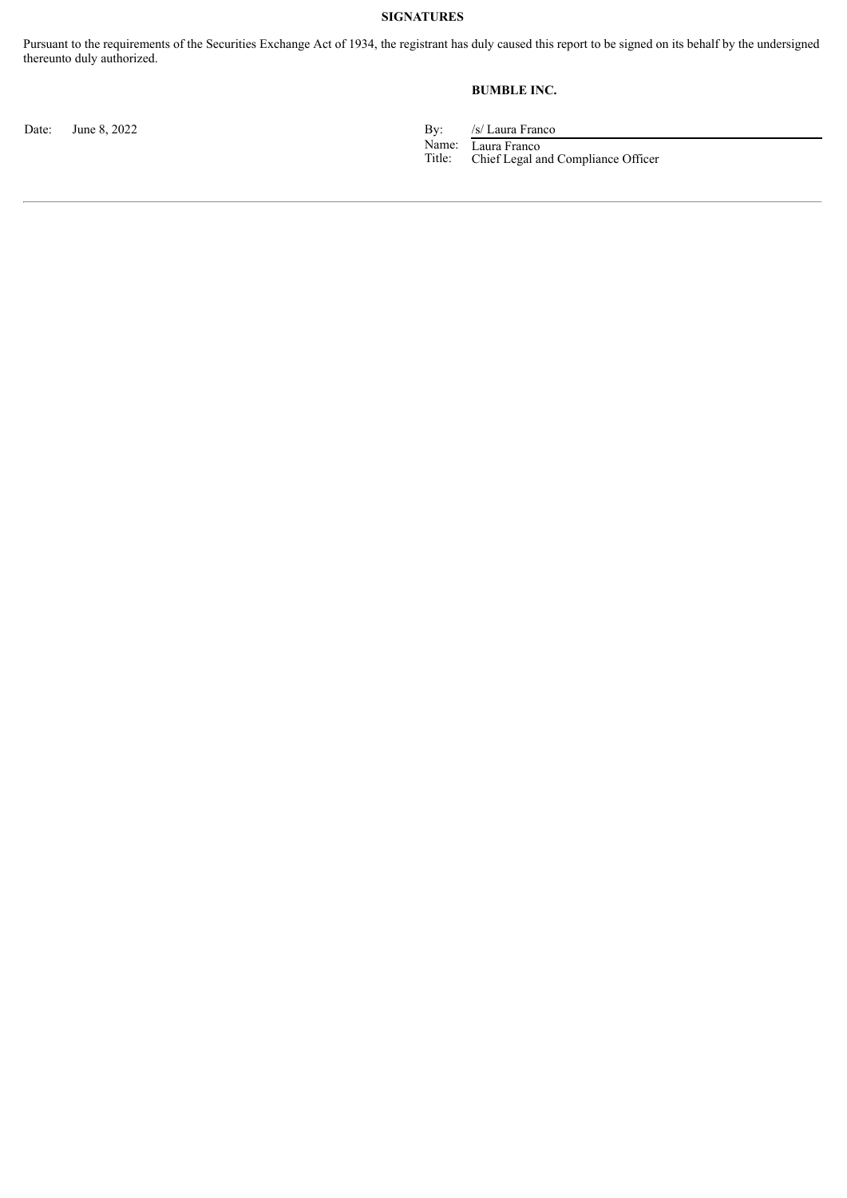**SIGNATURES**

Pursuant to the requirements of the Securities Exchange Act of 1934, the registrant has duly caused this report to be signed on its behalf by the undersigned thereunto duly authorized.

**BUMBLE INC.**

| | | | |
|---|---|---|---|
| Date: | June 8, 2022 | By: | /s/ Laura Franco |
| | | Name: | Laura Franco |
| | | Title: | Chief Legal and Compliance Officer |